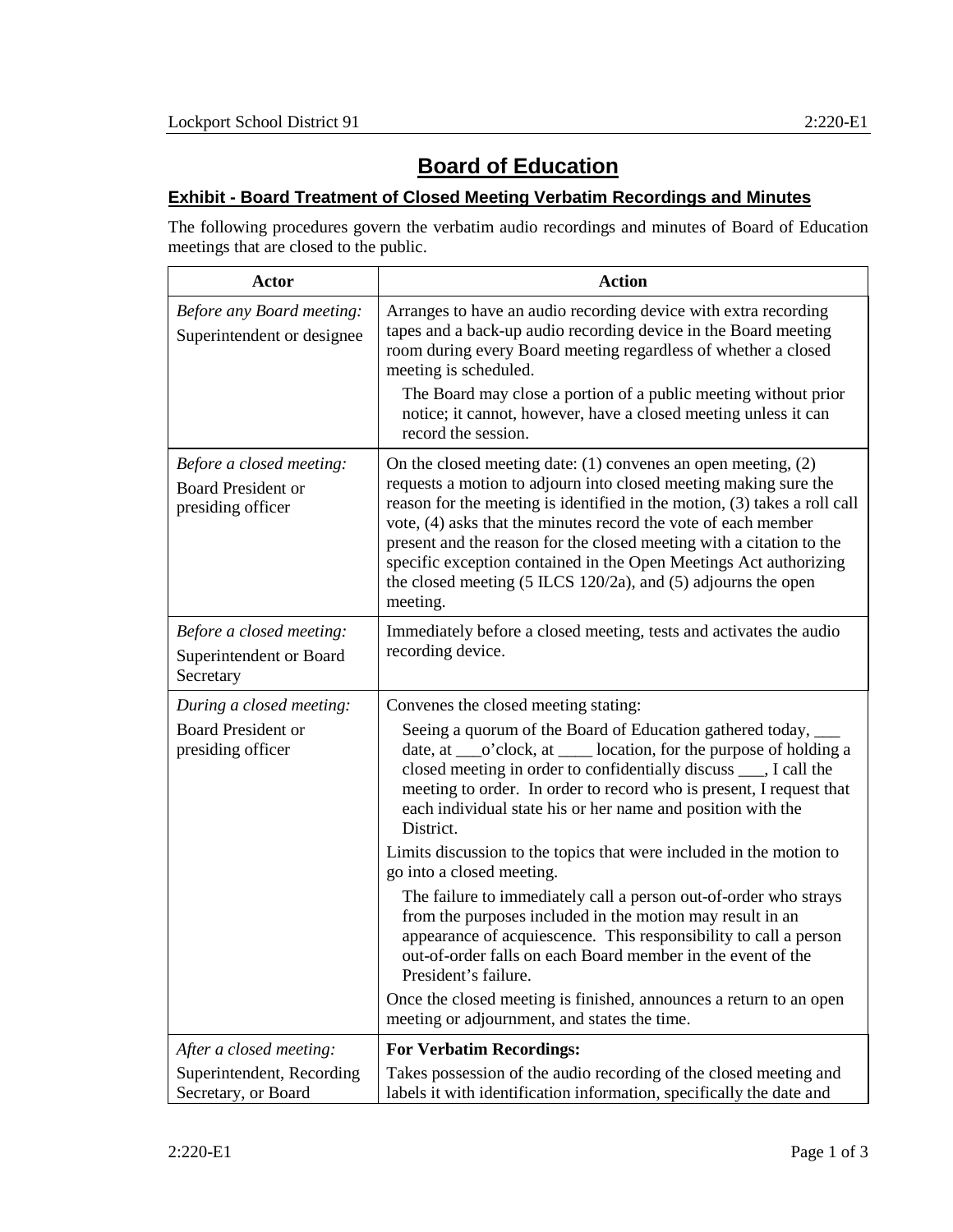# Board of Education

## Exhibit - Board Treatment of Closed Meeting Verbatim Recordings and Minutes

The following procedures govern the verbatim audio recordings and minutes of Board of Education meetings that are closed to the public.

| Actor | Action |
|---|---|
| *Before any Board meeting:*<br>Superintendent or designee | Arranges to have an audio recording device with extra recording tapes and a back-up audio recording device in the Board meeting room during every Board meeting regardless of whether a closed meeting is scheduled.<br>The Board may close a portion of a public meeting without prior notice; it cannot, however, have a closed meeting unless it can record the session. |
| *Before a closed meeting:*<br>Board President or presiding officer | On the closed meeting date: (1) convenes an open meeting, (2) requests a motion to adjourn into closed meeting making sure the reason for the meeting is identified in the motion, (3) takes a roll call vote, (4) asks that the minutes record the vote of each member present and the reason for the closed meeting with a citation to the specific exception contained in the Open Meetings Act authorizing the closed meeting (5 ILCS 120/2a), and (5) adjourns the open meeting. |
| *Before a closed meeting:*<br>Superintendent or Board Secretary | Immediately before a closed meeting, tests and activates the audio recording device. |
| *During a closed meeting:*<br>Board President or presiding officer | Convenes the closed meeting stating:<br>Seeing a quorum of the Board of Education gathered today, ___ date, at ___o'clock, at ____ location, for the purpose of holding a closed meeting in order to confidentially discuss ___, I call the meeting to order. In order to record who is present, I request that each individual state his or her name and position with the District.<br>Limits discussion to the topics that were included in the motion to go into a closed meeting.<br>The failure to immediately call a person out-of-order who strays from the purposes included in the motion may result in an appearance of acquiescence. This responsibility to call a person out-of-order falls on each Board member in the event of the President's failure.<br>Once the closed meeting is finished, announces a return to an open meeting or adjournment, and states the time. |
| *After a closed meeting:*<br>Superintendent, Recording Secretary, or Board | **For Verbatim Recordings:**<br>Takes possession of the audio recording of the closed meeting and labels it with identification information, specifically the date and |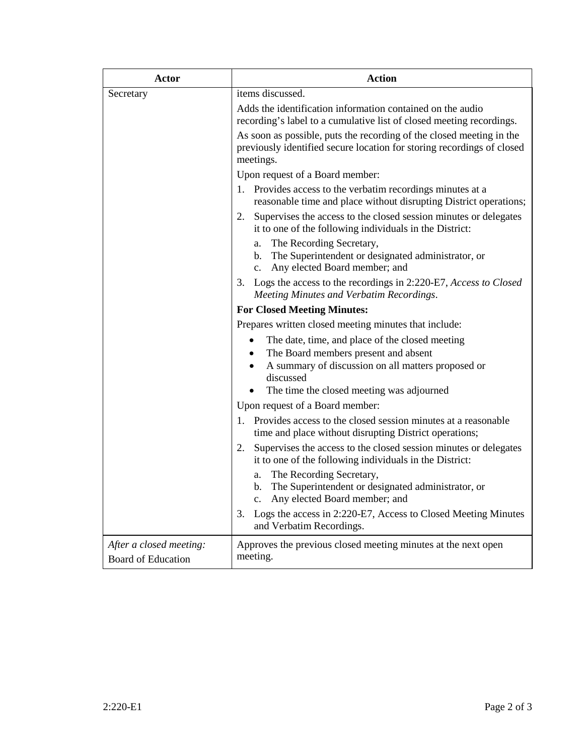| Actor | Action |
| --- | --- |
| Secretary | items discussed.<br><br>Adds the identification information contained on the audio recording's label to a cumulative list of closed meeting recordings.<br><br>As soon as possible, puts the recording of the closed meeting in the previously identified secure location for storing recordings of closed meetings.<br><br>Upon request of a Board member:<br>1. Provides access to the verbatim recordings minutes at a reasonable time and place without disrupting District operations;<br>2. Supervises the access to the closed session minutes or delegates it to one of the following individuals in the District:<br>a. The Recording Secretary,<br>b. The Superintendent or designated administrator, or<br>c. Any elected Board member; and<br>3. Logs the access to the recordings in 2:220-E7, *Access to Closed Meeting Minutes and Verbatim Recordings*.<br><br>**For Closed Meeting Minutes:**<br><br>Prepares written closed meeting minutes that include:<br>• The date, time, and place of the closed meeting<br>• The Board members present and absent<br>• A summary of discussion on all matters proposed or discussed<br>• The time the closed meeting was adjourned<br><br>Upon request of a Board member:<br>1. Provides access to the closed session minutes at a reasonable time and place without disrupting District operations;<br>2. Supervises the access to the closed session minutes or delegates it to one of the following individuals in the District:<br>a. The Recording Secretary,<br>b. The Superintendent or designated administrator, or<br>c. Any elected Board member; and<br>3. Logs the access in 2:220-E7, Access to Closed Meeting Minutes and Verbatim Recordings. |
| *After a closed meeting:*<br>Board of Education | Approves the previous closed meeting minutes at the next open meeting. |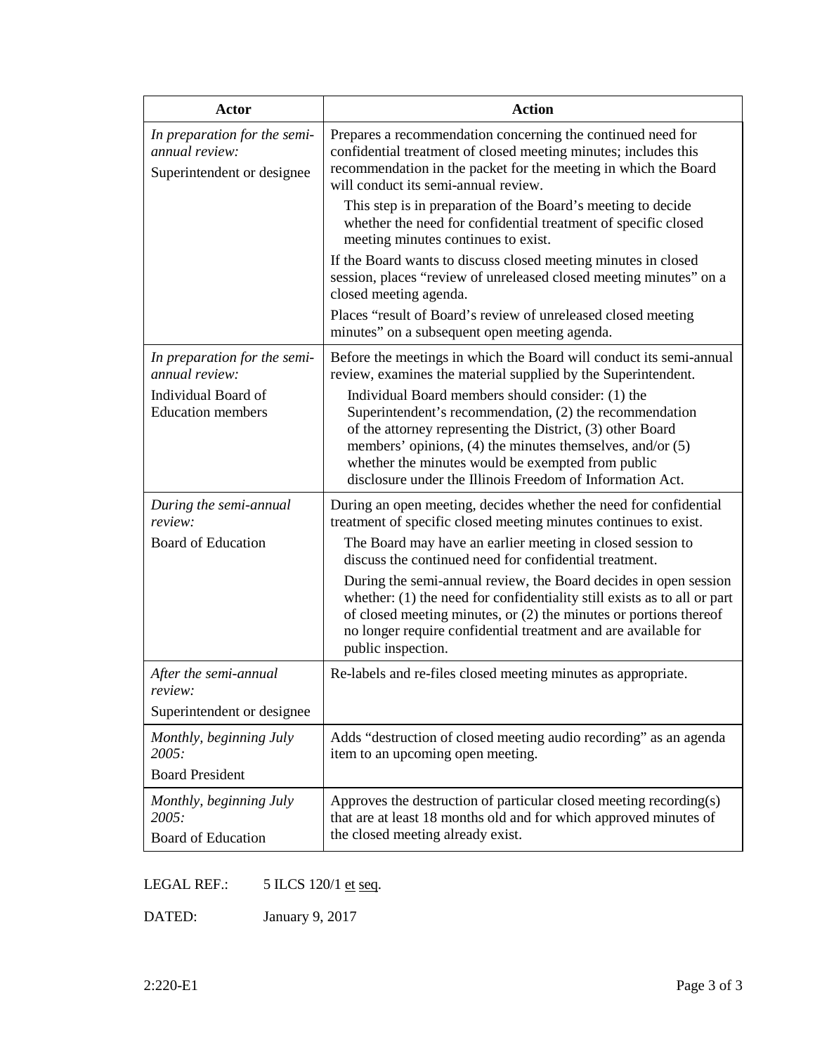| Actor | Action |
| --- | --- |
| *In preparation for the semi-annual review:*<br>Superintendent or designee | Prepares a recommendation concerning the continued need for confidential treatment of closed meeting minutes; includes this recommendation in the packet for the meeting in which the Board will conduct its semi-annual review.<br>This step is in preparation of the Board's meeting to decide whether the need for confidential treatment of specific closed meeting minutes continues to exist.<br>If the Board wants to discuss closed meeting minutes in closed session, places "review of unreleased closed meeting minutes" on a closed meeting agenda.<br>Places "result of Board's review of unreleased closed meeting minutes" on a subsequent open meeting agenda. |
| *In preparation for the semi-annual review:*<br>Individual Board of Education members | Before the meetings in which the Board will conduct its semi-annual review, examines the material supplied by the Superintendent.<br>Individual Board members should consider: (1) the Superintendent's recommendation, (2) the recommendation of the attorney representing the District, (3) other Board members' opinions, (4) the minutes themselves, and/or (5) whether the minutes would be exempted from public disclosure under the Illinois Freedom of Information Act. |
| *During the semi-annual review:*<br>Board of Education | During an open meeting, decides whether the need for confidential treatment of specific closed meeting minutes continues to exist.<br>The Board may have an earlier meeting in closed session to discuss the continued need for confidential treatment.<br>During the semi-annual review, the Board decides in open session whether: (1) the need for confidentiality still exists as to all or part of closed meeting minutes, or (2) the minutes or portions thereof no longer require confidential treatment and are available for public inspection. |
| *After the semi-annual review:*<br>Superintendent or designee | Re-labels and re-files closed meeting minutes as appropriate. |
| *Monthly, beginning July 2005:*<br>Board President | Adds "destruction of closed meeting audio recording" as an agenda item to an upcoming open meeting. |
| *Monthly, beginning July 2005:*<br>Board of Education | Approves the destruction of particular closed meeting recording(s) that are at least 18 months old and for which approved minutes of the closed meeting already exist. |

LEGAL REF.: 5 ILCS 120/1 et seq.

DATED: January 9, 2017

2:220-E1